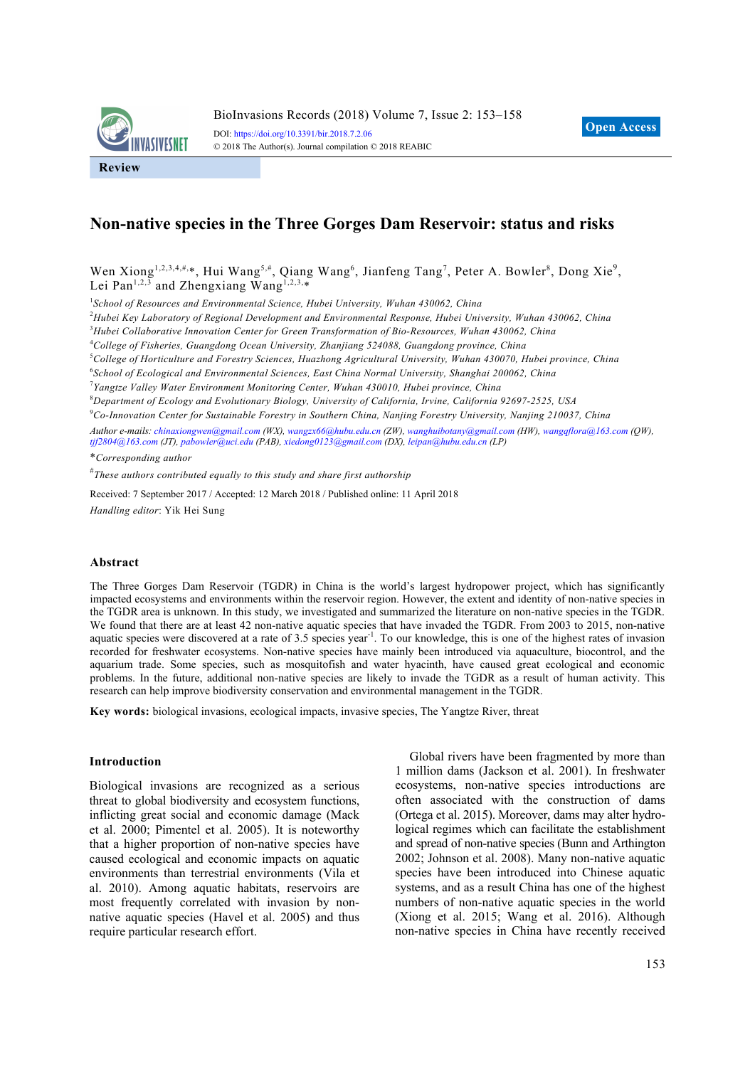Review

# Non-native species in the Three Gorges Dam Reservoir: status and risks

Wen Xiong[1,2,3,4,#,*], Hui Wang[5,#], Qiang Wang[6], Jianfeng Tang[7], Peter A. Bowler[8], Dong Xie[9], Lei Pan[1,2,3] and Zhengxiang Wang[1,2,3,*]

[1]*School of Resources and Environmental Science, Hubei University, Wuhan 430062, China*
[2]*Hubei Key Laboratory of Regional Development and Environmental Response, Hubei University, Wuhan 430062, China*
[3]*Hubei Collaborative Innovation Center for Green Transformation of Bio-Resources, Wuhan 430062, China*
[4]*College of Fisheries, Guangdong Ocean University, Zhanjiang 524088, Guangdong province, China*
[5]*College of Horticulture and Forestry Sciences, Huazhong Agricultural University, Wuhan 430070, Hubei province, China*
[6]*School of Ecological and Environmental Sciences, East China Normal University, Shanghai 200062, China*
[7]*Yangtze Valley Water Environment Monitoring Center, Wuhan 430010, Hubei province, China*
[8]*Department of Ecology and Evolutionary Biology, University of California, Irvine, California 92697-2525, USA*
[9]*Co-Innovation Center for Sustainable Forestry in Southern China, Nanjing Forestry University, Nanjing 210037, China*

*Author e-mails:* chinaxiongwen@gmail.com (WX), wangzx66@hubu.edu.cn (ZW), wanghuibotany@gmail.com (HW), wangqflora@163.com (QW), tjf2804@163.com (JT), pabowler@uci.edu (PAB), xiedong0123@gmail.com (DX), leipan@hubu.edu.cn (LP)

*\*Corresponding author*

*[#]These authors contributed equally to this study and share first authorship*

Received: 7 September 2017 / Accepted: 12 March 2018 / Published online: 11 April 2018

*Handling editor*: Yik Hei Sung

## Abstract

The Three Gorges Dam Reservoir (TGDR) in China is the world's largest hydropower project, which has significantly impacted ecosystems and environments within the reservoir region. However, the extent and identity of non-native species in the TGDR area is unknown. In this study, we investigated and summarized the literature on non-native species in the TGDR. We found that there are at least 42 non-native aquatic species that have invaded the TGDR. From 2003 to 2015, non-native aquatic species were discovered at a rate of 3.5 species year$^{-1}$. To our knowledge, this is one of the highest rates of invasion recorded for freshwater ecosystems. Non-native species have mainly been introduced via aquaculture, biocontrol, and the aquarium trade. Some species, such as mosquitofish and water hyacinth, have caused great ecological and economic problems. In the future, additional non-native species are likely to invade the TGDR as a result of human activity. This research can help improve biodiversity conservation and environmental management in the TGDR.

**Key words:** biological invasions, ecological impacts, invasive species, The Yangtze River, threat

## Introduction

Biological invasions are recognized as a serious threat to global biodiversity and ecosystem functions, inflicting great social and economic damage (Mack et al. 2000; Pimentel et al. 2005). It is noteworthy that a higher proportion of non-native species have caused ecological and economic impacts on aquatic environments than terrestrial environments (Vila et al. 2010). Among aquatic habitats, reservoirs are most frequently correlated with invasion by non-native aquatic species (Havel et al. 2005) and thus require particular research effort.

Global rivers have been fragmented by more than 1 million dams (Jackson et al. 2001). In freshwater ecosystems, non-native species introductions are often associated with the construction of dams (Ortega et al. 2015). Moreover, dams may alter hydrological regimes which can facilitate the establishment and spread of non-native species (Bunn and Arthington 2002; Johnson et al. 2008). Many non-native aquatic species have been introduced into Chinese aquatic systems, and as a result China has one of the highest numbers of non-native aquatic species in the world (Xiong et al. 2015; Wang et al. 2016). Although non-native species in China have recently received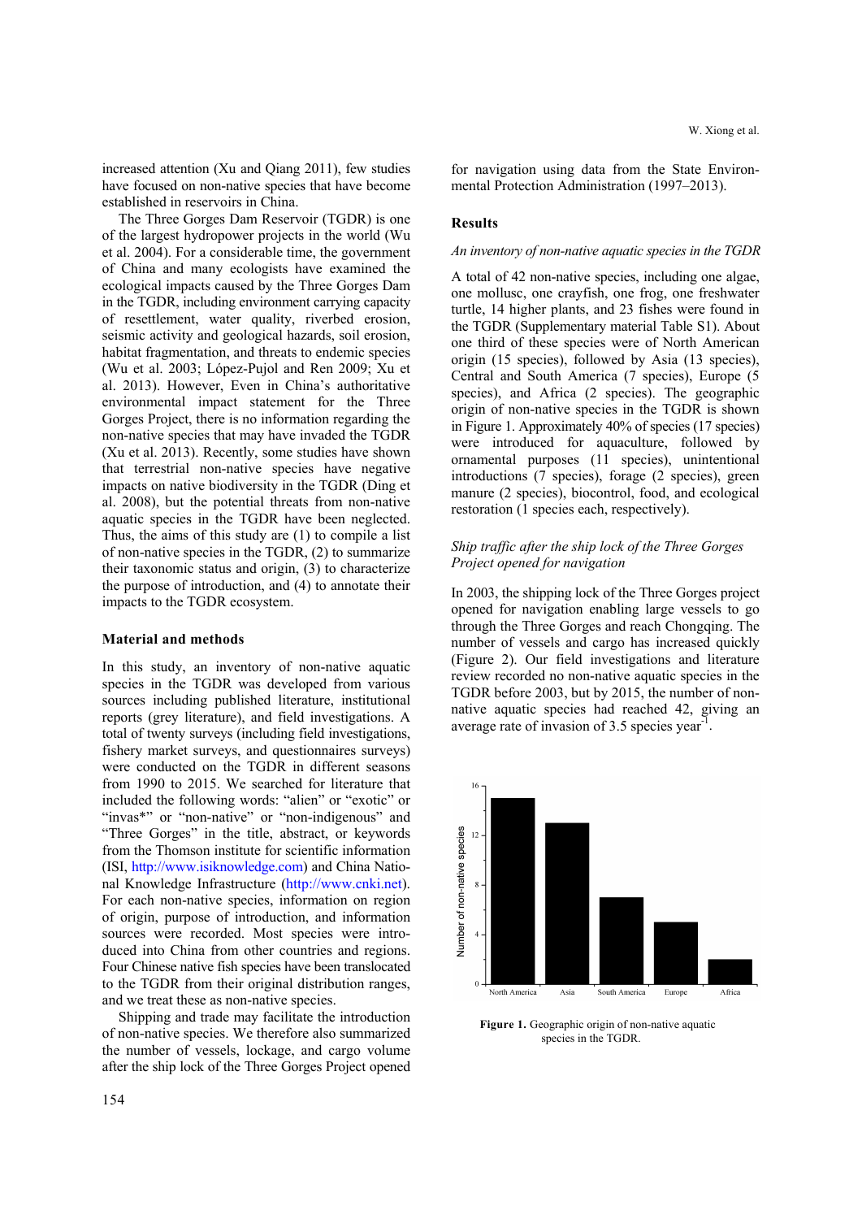increased attention (Xu and Qiang 2011), few studies have focused on non-native species that have become established in reservoirs in China.

The Three Gorges Dam Reservoir (TGDR) is one of the largest hydropower projects in the world (Wu et al. 2004). For a considerable time, the government of China and many ecologists have examined the ecological impacts caused by the Three Gorges Dam in the TGDR, including environment carrying capacity of resettlement, water quality, riverbed erosion, seismic activity and geological hazards, soil erosion, habitat fragmentation, and threats to endemic species (Wu et al. 2003; López-Pujol and Ren 2009; Xu et al. 2013). However, Even in China's authoritative environmental impact statement for the Three Gorges Project, there is no information regarding the non-native species that may have invaded the TGDR (Xu et al. 2013). Recently, some studies have shown that terrestrial non-native species have negative impacts on native biodiversity in the TGDR (Ding et al. 2008), but the potential threats from non-native aquatic species in the TGDR have been neglected. Thus, the aims of this study are (1) to compile a list of non-native species in the TGDR, (2) to summarize their taxonomic status and origin, (3) to characterize the purpose of introduction, and (4) to annotate their impacts to the TGDR ecosystem.

## Material and methods

In this study, an inventory of non-native aquatic species in the TGDR was developed from various sources including published literature, institutional reports (grey literature), and field investigations. A total of twenty surveys (including field investigations, fishery market surveys, and questionnaires surveys) were conducted on the TGDR in different seasons from 1990 to 2015. We searched for literature that included the following words: "alien" or "exotic" or "invas*" or "non-native" or "non-indigenous" and "Three Gorges" in the title, abstract, or keywords from the Thomson institute for scientific information (ISI, http://www.isiknowledge.com) and China National Knowledge Infrastructure (http://www.cnki.net). For each non-native species, information on region of origin, purpose of introduction, and information sources were recorded. Most species were introduced into China from other countries and regions. Four Chinese native fish species have been translocated to the TGDR from their original distribution ranges, and we treat these as non-native species.

Shipping and trade may facilitate the introduction of non-native species. We therefore also summarized the number of vessels, lockage, and cargo volume after the ship lock of the Three Gorges Project opened for navigation using data from the State Environmental Protection Administration (1997–2013).

## Results

### *An inventory of non-native aquatic species in the TGDR*

A total of 42 non-native species, including one algae, one mollusc, one crayfish, one frog, one freshwater turtle, 14 higher plants, and 23 fishes were found in the TGDR (Supplementary material Table S1). About one third of these species were of North American origin (15 species), followed by Asia (13 species), Central and South America (7 species), Europe (5 species), and Africa (2 species). The geographic origin of non-native species in the TGDR is shown in Figure 1. Approximately 40% of species (17 species) were introduced for aquaculture, followed by ornamental purposes (11 species), unintentional introductions (7 species), forage (2 species), green manure (2 species), biocontrol, food, and ecological restoration (1 species each, respectively).

### *Ship traffic after the ship lock of the Three Gorges Project opened for navigation*

In 2003, the ship lock of the Three Gorges project opened for navigation enabling large vessels to go through the Three Gorges and reach Chongqing. The number of vessels and cargo has increased quickly (Figure 2). Our field investigations and literature review recorded no non-native aquatic species in the TGDR before 2003, but by 2015, the number of non-native aquatic species had reached 42, giving an average rate of invasion of 3.5 species year$^{-1}$.

**Figure 1.** Geographic origin of non-native aquatic species in the TGDR.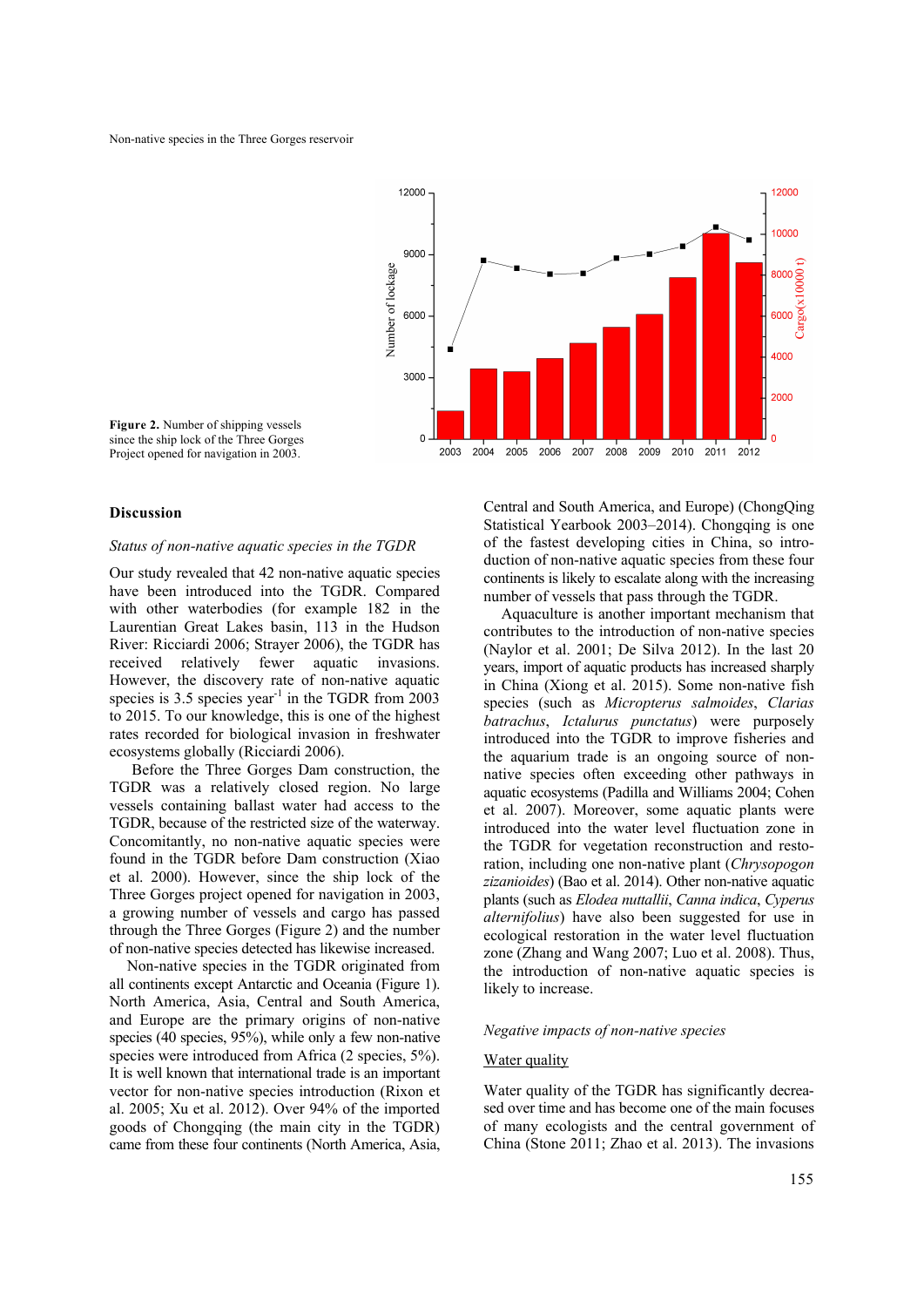**Figure 2.** Number of shipping vessels since the ship lock of the Three Gorges Project opened for navigation in 2003.

## Discussion

### *Status of non-native aquatic species in the TGDR*

Our study revealed that 42 non-native aquatic species have been introduced into the TGDR. Compared with other waterbodies (for example 182 in the Laurentian Great Lakes basin, 113 in the Hudson River: Ricciardi 2006; Strayer 2006), the TGDR has received relatively fewer aquatic invasions. However, the discovery rate of non-native aquatic species is 3.5 species year$^{-1}$ in the TGDR from 2003 to 2015. To our knowledge, this is one of the highest rates recorded for biological invasion in freshwater ecosystems globally (Ricciardi 2006).

Before the Three Gorges Dam construction, the TGDR was a relatively closed region. No large vessels containing ballast water had access to the TGDR, because of the restricted size of the waterway. Concomitantly, no non-native aquatic species were found in the TGDR before Dam construction (Xiao et al. 2000). However, since the ship lock of the Three Gorges project opened for navigation in 2003, a growing number of vessels and cargo has passed through the Three Gorges (Figure 2) and the number of non-native species detected has likewise increased.

Non-native species in the TGDR originated from all continents except Antarctic and Oceania (Figure 1). North America, Asia, Central and South America, and Europe are the primary origins of non-native species (40 species, 95%), while only a few non-native species were introduced from Africa (2 species, 5%). It is well known that international trade is an important vector for non-native species introduction (Rixon et al. 2005; Xu et al. 2012). Over 94% of the imported goods of Chongqing (the main city in the TGDR) came from these four continents (North America, Asia, Central and South America, and Europe) (ChongQing Statistical Yearbook 2003–2014). Chongqing is one of the fastest developing cities in China, so introduction of non-native aquatic species from these four continents is likely to escalate along with the increasing number of vessels that pass through the TGDR.

Aquaculture is another important mechanism that contributes to the introduction of non-native species (Naylor et al. 2001; De Silva 2012). In the last 20 years, import of aquatic products has increased sharply in China (Xiong et al. 2015). Some non-native fish species (such as *Micropterus salmoides*, *Clarias batrachus*, *Ictalurus punctatus*) were purposely introduced into the TGDR to improve fisheries and the aquarium trade is an ongoing source of non-native species often exceeding other pathways in aquatic ecosystems (Padilla and Williams 2004; Cohen et al. 2007). Moreover, some aquatic plants were introduced into the water level fluctuation zone in the TGDR for vegetation reconstruction and restoration, including one non-native plant (*Chrysopogon zizanioides*) (Bao et al. 2014). Other non-native aquatic plants (such as *Elodea nuttallii*, *Canna indica*, *Cyperus alternifolius*) have also been suggested for use in ecological restoration in the water level fluctuation zone (Zhang and Wang 2007; Luo et al. 2008). Thus, the introduction of non-native aquatic species is likely to increase.

### *Negative impacts of non-native species*

Water quality

Water quality of the TGDR has significantly decreased over time and has become one of the main focuses of many ecologists and the central government of China (Stone 2011; Zhao et al. 2013). The invasions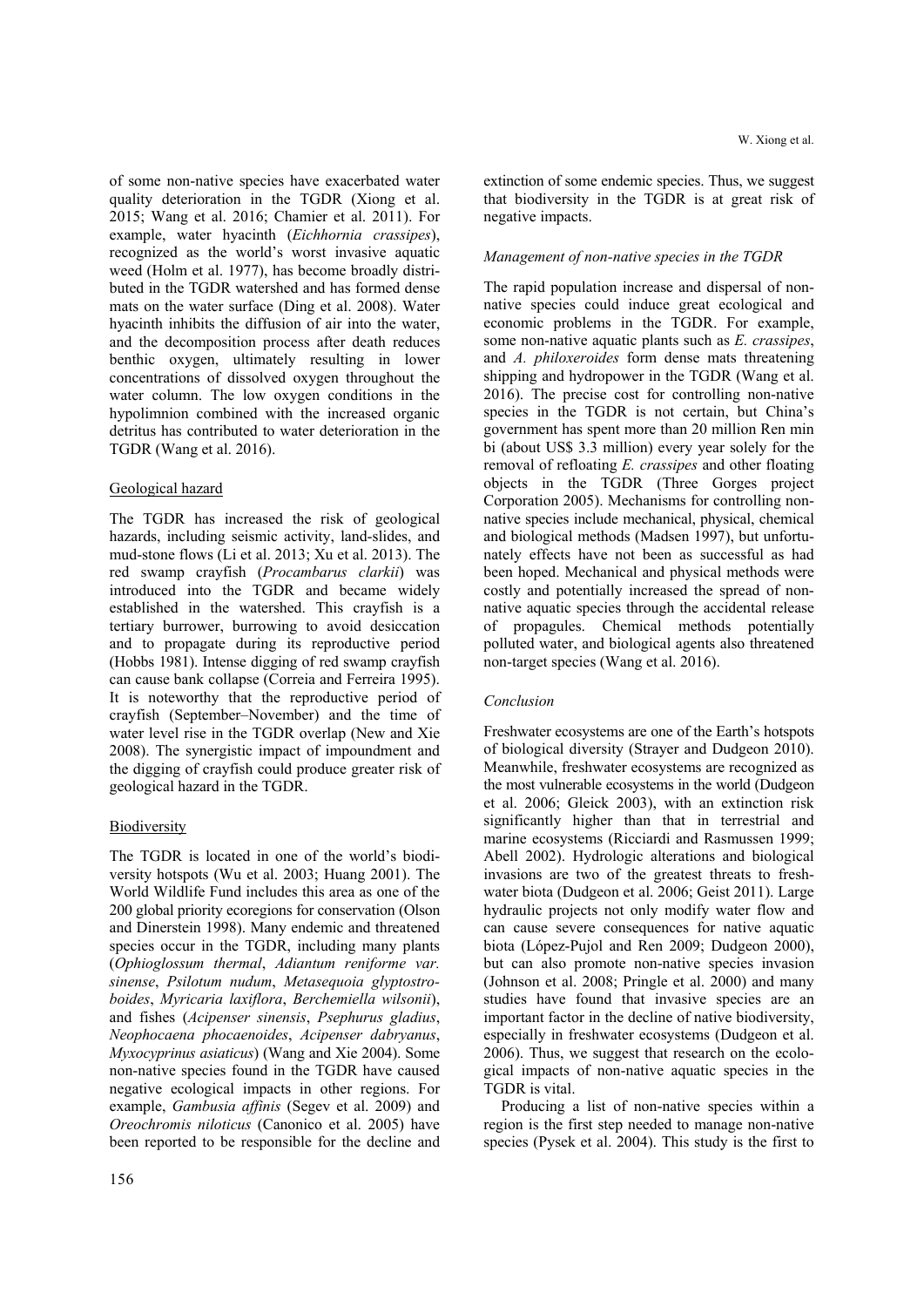of some non-native species have exacerbated water quality deterioration in the TGDR (Xiong et al. 2015; Wang et al. 2016; Chamier et al. 2011). For example, water hyacinth (*Eichhornia crassipes*), recognized as the world's worst invasive aquatic weed (Holm et al. 1977), has become broadly distributed in the TGDR watershed and has formed dense mats on the water surface (Ding et al. 2008). Water hyacinth inhibits the diffusion of air into the water, and the decomposition process after death reduces benthic oxygen, ultimately resulting in lower concentrations of dissolved oxygen throughout the water column. The low oxygen conditions in the hypolimnion combined with the increased organic detritus has contributed to water deterioration in the TGDR (Wang et al. 2016).

#### Geological hazard

The TGDR has increased the risk of geological hazards, including seismic activity, land-slides, and mud-stone flows (Li et al. 2013; Xu et al. 2013). The red swamp crayfish (*Procambarus clarkii*) was introduced into the TGDR and became widely established in the watershed. This crayfish is a tertiary burrower, burrowing to avoid desiccation and to propagate during its reproductive period (Hobbs 1981). Intense digging of red swamp crayfish can cause bank collapse (Correia and Ferreira 1995). It is noteworthy that the reproductive period of crayfish (September–November) and the time of water level rise in the TGDR overlap (New and Xie 2008). The synergistic impact of impoundment and the digging of crayfish could produce greater risk of geological hazard in the TGDR.

#### Biodiversity

The TGDR is located in one of the world's biodiversity hotspots (Wu et al. 2003; Huang 2001). The World Wildlife Fund includes this area as one of the 200 global priority ecoregions for conservation (Olson and Dinerstein 1998). Many endemic and threatened species occur in the TGDR, including many plants (*Ophioglossum thermal*, *Adiantum reniforme var. sinense*, *Psilotum nudum*, *Metasequoia glyptostroboides*, *Myricaria laxiflora*, *Berchemiella wilsonii*), and fishes (*Acipenser sinensis*, *Psephurus gladius*, *Neophocaena phocaenoides*, *Acipenser dabryanus*, *Myxocyprinus asiaticus*) (Wang and Xie 2004). Some non-native species found in the TGDR have caused negative ecological impacts in other regions. For example, *Gambusia affinis* (Segev et al. 2009) and *Oreochromis niloticus* (Canonico et al. 2005) have been reported to be responsible for the decline and extinction of some endemic species. Thus, we suggest that biodiversity in the TGDR is at great risk of negative impacts.

### *Management of non-native species in the TGDR*

The rapid population increase and dispersal of non-native species could induce great ecological and economic problems in the TGDR. For example, some non-native aquatic plants such as *E. crassipes*, and *A. philoxeroides* form dense mats threatening shipping and hydropower in the TGDR (Wang et al. 2016). The precise cost for controlling non-native species in the TGDR is not certain, but China's government has spent more than 20 million Ren min bi (about US$ 3.3 million) every year solely for the removal of refloating *E. crassipes* and other floating objects in the TGDR (Three Gorges project Corporation 2005). Mechanisms for controlling non-native species include mechanical, physical, chemical and biological methods (Madsen 1997), but unfortunately effects have not been as successful as had been hoped. Mechanical and physical methods were costly and potentially increased the spread of non-native aquatic species through the accidental release of propagules. Chemical methods potentially polluted water, and biological agents also threatened non-target species (Wang et al. 2016).

### *Conclusion*

Freshwater ecosystems are one of the Earth's hotspots of biological diversity (Strayer and Dudgeon 2010). Meanwhile, freshwater ecosystems are recognized as the most vulnerable ecosystems in the world (Dudgeon et al. 2006; Gleick 2003), with an extinction risk significantly higher than that in terrestrial and marine ecosystems (Ricciardi and Rasmussen 1999; Abell 2002). Hydrologic alterations and biological invasions are two of the greatest threats to freshwater biota (Dudgeon et al. 2006; Geist 2011). Large hydraulic projects not only modify water flow and can cause severe consequences for native aquatic biota (López-Pujol and Ren 2009; Dudgeon 2000), but can also promote non-native species invasion (Johnson et al. 2008; Pringle et al. 2000) and many studies have found that invasive species are an important factor in the decline of native biodiversity, especially in freshwater ecosystems (Dudgeon et al. 2006). Thus, we suggest that research on the ecological impacts of non-native aquatic species in the TGDR is vital.

Producing a list of non-native species within a region is the first step needed to manage non-native species (Pysek et al. 2004). This study is the first to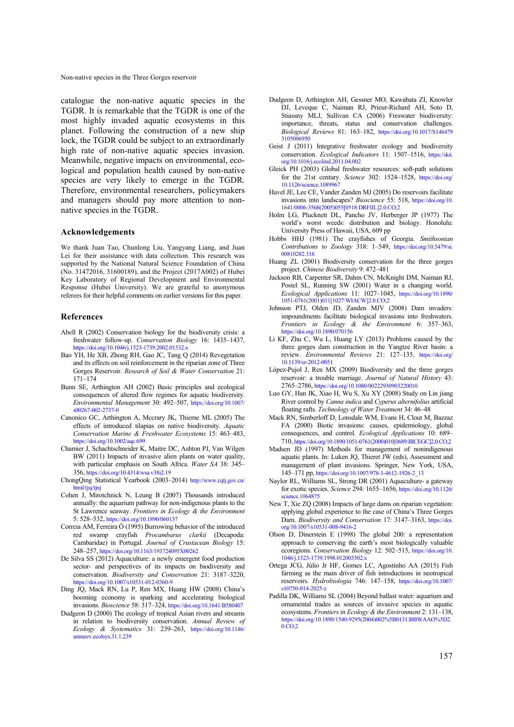catalogue the non-native aquatic species in the TGDR. It is remarkable that the TGDR is one of the most highly invaded aquatic ecosystems in this planet. Following the construction of a new ship lock, the TGDR could be subject to an extraordinarily high rate of non-native aquatic species invasion. Meanwhile, negative impacts on environmental, ecological and population health caused by non-native species are very likely to emerge in the TGDR. Therefore, environmental researchers, policymakers and managers should pay more attention to non-native species in the TGDR.

## Acknowledgements

We thank Juan Tao, Chunlong Liu, Yangyang Liang, and Juan Lei for their assistance with data collection. This research was supported by the National Natural Science Foundation of China (No. 31472016, 31600189), and the Project (2017A002) of Hubei Key Laboratory of Regional Development and Environmental Response (Hubei University). We are grateful to anonymous referees for their helpful comments on earlier versions for this paper.

## References

Abell R (2002) Conservation biology for the biodiversity crisis: a freshwater follow-up. *Conservation Biology* 16: 1435–1437, https://doi.org/10.1046/j.1523-1739.2002.01532.x

Bao YH, He XB, Zhong RH, Gao JC, Tang Q (2014) Revegetation and its effects on soil reinforcement in the riparian zone of Three Gorges Reservoir. *Research of Soil & Water Conservation* 21: 171–174

Bunn SE, Arthington AH (2002) Basic principles and ecological consequences of altered flow regimes for aquatic biodiversity. *Environmental Management* 30: 492–507, https://doi.org/10.1007/s00267-002-2737-0

Canonico GC, Arthington A, Mccrary JK, Thieme ML (2005) The effects of introduced tilapias on native biodiversity. *Aquatic Conservation Marine & Freshwater Ecosystems* 15: 463–483, https://doi.org/10.1002/aqc.699

Chamier J, Schachtschneider K, Maitre DC, Ashton PJ, Van Wilgen BW (2011) Impacts of invasive alien plants on water quality, with particular emphasis on South Africa. *Water SA* 38: 345–356, https://doi.org/10.4314/wsa.v38i2.19

ChongQing Statistical Yearbook (2003–2014) http://www.cqtj.gov.cn/html/tjsj/tjnj

Cohen J, Mirotchnick N, Leung B (2007) Thousands introduced annually: the aquarium pathway for non-indigenous plants to the St Lawrence seaway. *Frontiers in Ecology & the Environment* 5: 528–532, https://doi.org/10.1890/060137

Correia AM, Ferreira Ó (1995) Burrowing behavior of the introduced red swamp crayfish *Procambarus clarkii* (Decapoda: Cambaridae) in Portugal. *Journal of Crustacean Biology* 15: 248–257, https://doi.org/10.1163/193724095X00262

De Silva SS (2012) Aquaculture: a newly emergent food production sector- and perspectives of its impacts on biodiversity and conservation. *Biodiversity and Conservation* 21: 3187–3220, https://doi.org/10.1007/s10531-012-0360-9

Ding JQ, Mack RN, Lu P, Ren MX, Huang HW (2008) China's booming economy is sparking and accelerating biological invasions. *Bioscience* 58: 317–324, https://doi.org/10.1641/B580407

Dudgeon D (2000) The ecology of tropical Asian rivers and streams in relation to biodiversity conservation. *Annual Review of Ecology & Systematics* 31: 239–263, https://doi.org/10.1146/annurev.ecolsys.31.1.239

Dudgeon D, Arthington AH, Gessner MO, Kawabata ZI, Knowler DJ, Leveque C, Naiman RJ, Prieur-Richard AH, Soto D, Stiassny MLJ, Sullivan CA (2006) Freswater biodiversity: importance, threats, status and conservation challenges. *Biological Reviews* 81: 163–182, https://doi.org/10.1017/S1464793105006950

Geist J (2011) Integrative freshwater ecology and biodiversity conservation. *Ecological Indicators* 11: 1507–1516, https://doi.org/10.1016/j.ecolind.2011.04.002

Gleick PH (2003) Global freshwater resources: soft-path solutions for the 21st century. *Science* 302: 1524–1528, https://doi.org/10.1126/science.1089967

Havel JE, Lee CE, Vander Zanden MJ (2005) Do reservoirs facilitate invasions into landscapes? *Bioscience* 55: 518, https://doi.org/10.1641/0006-3568(2005)055[0518:DRFIIL]2.0.CO;2

Holm LG, Plucknett DL, Pancho JV, Herberger JP (1977) The world's worst weeds: distribution and biology. Honolulu: University Press of Hawaii, USA, 609 pp

Hobbs HHJ (1981) The crayfishes of Georgia. *Smithsonian Contributions to Zoology* 318: 1–549, https://doi.org/10.5479/si.00810282.318

Huang ZL (2001) Biodiversity conservation for the three gorges project. *Chinese Biodiversity* 9: 472–481

Jackson RB, Carpenter SR, Dahm CN, McKnight DM, Naiman RJ, Postel SL, Running SW (2001) Water in a changing world. *Ecological Applications* 11: 1027–1045, https://doi.org/10.1890/1051-0761(2001)011[1027:WIACW]2.0.CO;2

Johnson PTJ, Olden JD, Zanden MJV (2008) Dam invaders: impoundments facilitate biological invasions into freshwaters. *Frontiers in Ecology & the Environment* 6: 357–363, https://doi.org/10.1890/070156

Li KF, Zhu C, Wu L, Huang LY (2013) Problems caused by the three gorges dam construction in the Yangtze River basin: a review. *Environmental Reviews* 21: 127–135, https://doi.org/10.1139/er-2012-0051

López-Pujol J, Ren MX (2009) Biodiversity and the three gorges reservoir: a trouble marriage. *Journal of Natural History* 43: 2765–2786, https://doi.org/10.1080/00222930903220010

Luo GY, Han JK, Xiao H, Wu S, Xu XY (2008) Study on Lin jiang River control by *Canna indica* and *Cyperus alternifolius* artificial floating rafts. *Technology of Water Treatment* 34: 46–48

Mack RN, Simberloff D, Lonsdale WM, Evans H, Clout M, Bazzaz FA (2000) Biotic invasions: causes, epidemiology, global consequences, and control. *Ecological Applications* 10: 689–710, https://doi.org/10.1890/1051-0761(2000)010[0689:BICEGC]2.0.CO;2

Madsen JD (1997) Methods for management of nonindigenous aquatic plants. In: Luken JQ, Thieret JW (eds), Assessment and management of plant invasions. Springer, New York, USA, 145–171 pp, https://doi.org/10.1007/978-1-4612-1926-2_13

Naylor RL, Williams SL, Strong DR (2001) Aquaculture- a gateway for exotic species. *Science* 294: 1655–1656, https://doi.org/10.1126/science.1064875

New T, Xie ZQ (2008) Impacts of large dams on riparian vegetation: applying global experience to the case of China's Three Gorges Dam. *Biodiversity and Conservation* 17: 3147–3163, https://doi.org/10.1007/s10531-008-9416-2

Olson D, Dinerstein E (1998) The global 200: a representation approach to conserving the earth's most biologically valuable ecoregions. *Conservation Biology* 12: 502–515, https://doi.org/10.1046/j.1523-1739.1998.012003502.x

Ortega JCG, Júlio Jr HF, Gomes LC, Agostinho AA (2015) Fish farming as the main driver of fish introductions in neotropical reservoirs. *Hydrobiologia* 746: 147–158, https://doi.org/10.1007/s10750-014-2025-z

Padilla DK, Williams SL (2004) Beyond ballast water: aquarium and ornamental trades as sources of invasive species in aquatic ecosystems. *Frontiers in Ecology & the Environment* 2: 131–138, https://doi.org/10.1890/1540-9295(2004)002%5B0131:BBWAAO%5D2.0.CO;2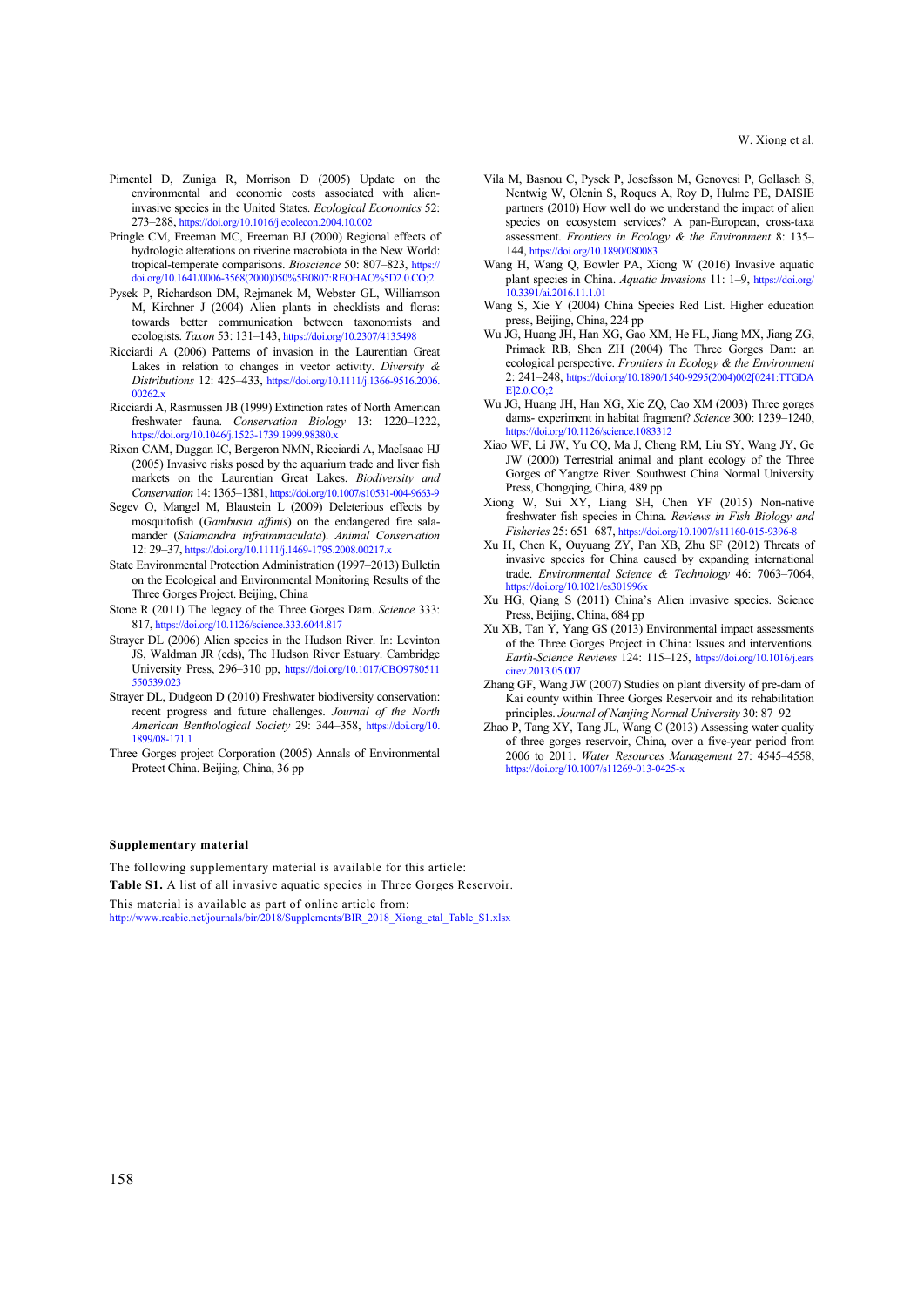Pimentel D, Zuniga R, Morrison D (2005) Update on the environmental and economic costs associated with alien-invasive species in the United States. *Ecological Economics* 52: 273–288, https://doi.org/10.1016/j.ecolecon.2004.10.002

Pringle CM, Freeman MC, Freeman BJ (2000) Regional effects of hydrologic alterations on riverine macrobiota in the New World: tropical-temperate comparisons. *Bioscience* 50: 807–823, https://doi.org/10.1641/0006-3568(2000)050%5B0807:REOHAO%5D2.0.CO;2

Pysek P, Richardson DM, Rejmanek M, Webster GL, Williamson M, Kirchner J (2004) Alien plants in checklists and floras: towards better communication between taxonomists and ecologists. *Taxon* 53: 131–143, https://doi.org/10.2307/4135498

Ricciardi A (2006) Patterns of invasion in the Laurentian Great Lakes in relation to changes in vector activity. *Diversity & Distributions* 12: 425–433, https://doi.org/10.1111/j.1366-9516.2006.00262.x

Ricciardi A, Rasmussen JB (1999) Extinction rates of North American freshwater fauna. *Conservation Biology* 13: 1220–1222, https://doi.org/10.1046/j.1523-1739.1999.98380.x

Rixon CAM, Duggan IC, Bergeron NMN, Ricciardi A, MacIsaac HJ (2005) Invasive risks posed by the aquarium trade and liver fish markets on the Laurentian Great Lakes. *Biodiversity and Conservation* 14: 1365–1381, https://doi.org/10.1007/s10531-004-9663-9

Segev O, Mangel M, Blaustein L (2009) Deleterious effects by mosquitofish (*Gambusia affinis*) on the endangered fire salamander (*Salamandra infraimmaculata*). *Animal Conservation* 12: 29–37, https://doi.org/10.1111/j.1469-1795.2008.00217.x

State Environmental Protection Administration (1997–2013) Bulletin on the Ecological and Environmental Monitoring Results of the Three Gorges Project. Beijing, China

Stone R (2011) The legacy of the Three Gorges Dam. *Science* 333: 817, https://doi.org/10.1126/science.333.6044.817

Strayer DL (2006) Alien species in the Hudson River. In: Levinton JS, Waldman JR (eds), The Hudson River Estuary. Cambridge University Press, 296–310 pp, https://doi.org/10.1017/CBO9780511550539.023

Strayer DL, Dudgeon D (2010) Freshwater biodiversity conservation: recent progress and future challenges. *Journal of the North American Benthological Society* 29: 344–358, https://doi.org/10.1899/08-171.1

Three Gorges project Corporation (2005) Annals of Environmental Protect China. Beijing, China, 36 pp

Vila M, Basnou C, Pysek P, Josefsson M, Genovesi P, Gollasch S, Nentwig W, Olenin S, Roques A, Roy D, Hulme PE, DAISIE partners (2010) How well do we understand the impact of alien species on ecosystem services? A pan-European, cross-taxa assessment. *Frontiers in Ecology & the Environment* 8: 135–144, https://doi.org/10.1890/080083

Wang H, Wang Q, Bowler PA, Xiong W (2016) Invasive aquatic plant species in China. *Aquatic Invasions* 11: 1–9, https://doi.org/10.3391/ai.2016.11.1.01

Wang S, Xie Y (2004) China Species Red List. Higher education press, Beijing, China, 224 pp

Wu JG, Huang JH, Han XG, Gao XM, He FL, Jiang MX, Jiang ZG, Primack RB, Shen ZH (2004) The Three Gorges Dam: an ecological perspective. *Frontiers in Ecology & the Environment* 2: 241–248, https://doi.org/10.1890/1540-9295(2004)002[0241:TTGDAE]2.0.CO;2

Wu JG, Huang JH, Han XG, Xie ZQ, Cao XM (2003) Three gorges dams- experiment in habitat fragment? *Science* 300: 1239–1240, https://doi.org/10.1126/science.1083312

Xiao WF, Li JW, Yu CQ, Ma J, Cheng RM, Liu SY, Wang JY, Ge JW (2000) Terrestrial animal and plant ecology of the Three Gorges of Yangtze River. Southwest China Normal University Press, Chongqing, China, 489 pp

Xiong W, Sui XY, Liang SH, Chen YF (2015) Non-native freshwater fish species in China. *Reviews in Fish Biology and Fisheries* 25: 651–687, https://doi.org/10.1007/s11160-015-9396-8

Xu H, Chen K, Ouyuang ZY, Pan XB, Zhu SF (2012) Threats of invasive species for China caused by expanding international trade. *Environmental Science & Technology* 46: 7063–7064, https://doi.org/10.1021/es301996x

Xu HG, Qiang S (2011) China's Alien invasive species. Science Press, Beijing, China, 684 pp

Xu XB, Tan Y, Yang GS (2013) Environmental impact assessments of the Three Gorges Project in China: Issues and interventions. *Earth-Science Reviews* 124: 115–125, https://doi.org/10.1016/j.earscirev.2013.05.007

Zhang GF, Wang JW (2007) Studies on plant diversity of pre-dam of Kai county within Three Gorges Reservoir and its rehabilitation principles. *Journal of Nanjing Normal University* 30: 87–92

Zhao P, Tang XY, Tang JL, Wang C (2013) Assessing water quality of three gorges reservoir, China, over a five-year period from 2006 to 2011. *Water Resources Management* 27: 4545–4558, https://doi.org/10.1007/s11269-013-0425-x

## Supplementary material

The following supplementary material is available for this article:

**Table S1.** A list of all invasive aquatic species in Three Gorges Reservoir.

This material is available as part of online article from:
http://www.reabic.net/journals/bir/2018/Supplements/BIR_2018_Xiong_etal_Table_S1.xlsx